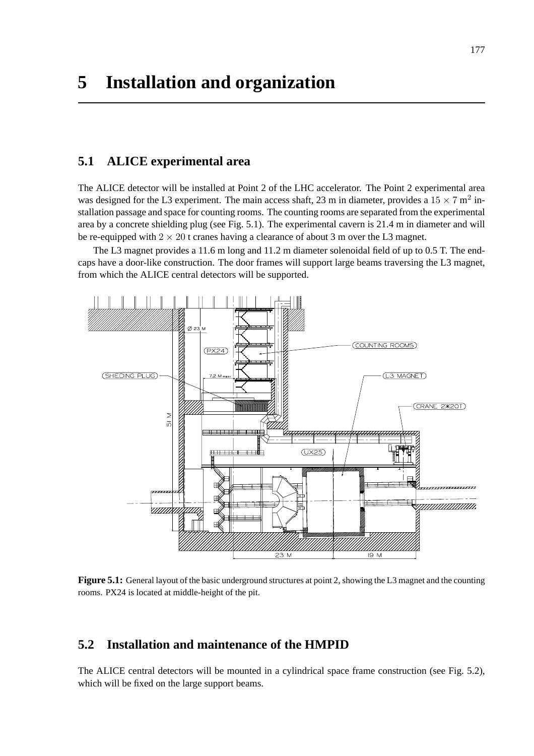# 5 Installation and organization

## 5.1 ALICE experimental area

The ALICE detector will be installed at Point 2 of the LHC accelerator. The Point 2 experimental area was designed for the L3 experiment. The main access shaft, 23 m in diameter, provides a $15 \times 7$ m$^2$ installation passage and space for counting rooms. The counting rooms are separated from the experimental area by a concrete shielding plug (see Fig. 5.1). The experimental cavern is 21.4 m in diameter and will be re-equipped with $2 \times 20$ t cranes having a clearance of about 3 m over the L3 magnet.

The L3 magnet provides a 11.6 m long and 11.2 m diameter solenoidal field of up to 0.5 T. The end-caps have a door-like construction. The door frames will support large beams traversing the L3 magnet, from which the ALICE central detectors will be supported.

**Figure 5.1:** General layout of the basic underground structures at point 2, showing the L3 magnet and the counting rooms. PX24 is located at middle-height of the pit.

## 5.2 Installation and maintenance of the HMPID

The ALICE central detectors will be mounted in a cylindrical space frame construction (see Fig. 5.2), which will be fixed on the large support beams.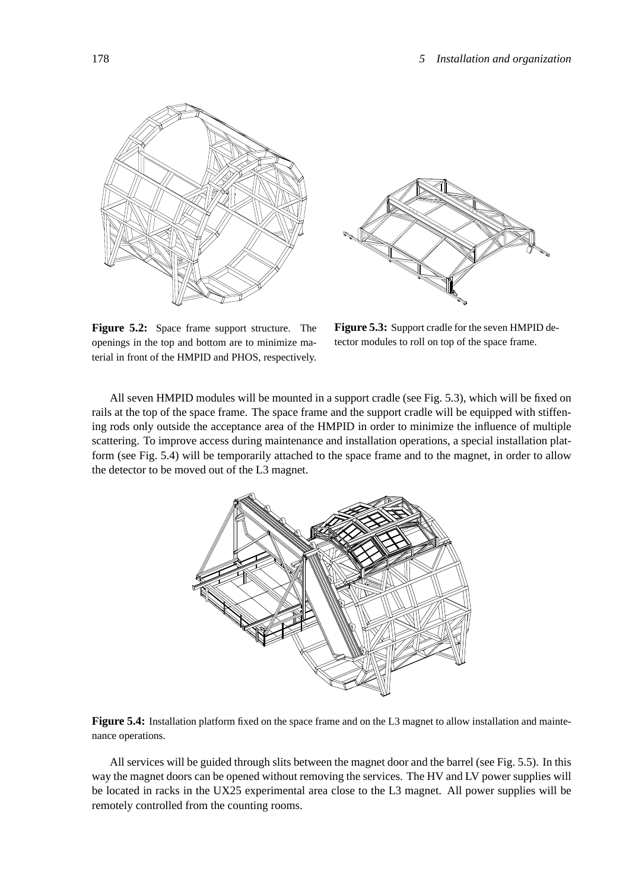**Figure 5.2:** Space frame support structure. The openings in the top and bottom are to minimize material in front of the HMPID and PHOS, respectively.

**Figure 5.3:** Support cradle for the seven HMPID detector modules to roll on top of the space frame.

All seven HMPID modules will be mounted in a support cradle (see Fig. 5.3), which will be fixed on rails at the top of the space frame. The space frame and the support cradle will be equipped with stiffening rods only outside the acceptance area of the HMPID in order to minimize the influence of multiple scattering. To improve access during maintenance and installation operations, a special installation platform (see Fig. 5.4) will be temporarily attached to the space frame and to the magnet, in order to allow the detector to be moved out of the L3 magnet.

**Figure 5.4:** Installation platform fixed on the space frame and on the L3 magnet to allow installation and maintenance operations.

All services will be guided through slits between the magnet door and the barrel (see Fig. 5.5). In this way the magnet doors can be opened without removing the services. The HV and LV power supplies will be located in racks in the UX25 experimental area close to the L3 magnet. All power supplies will be remotely controlled from the counting rooms.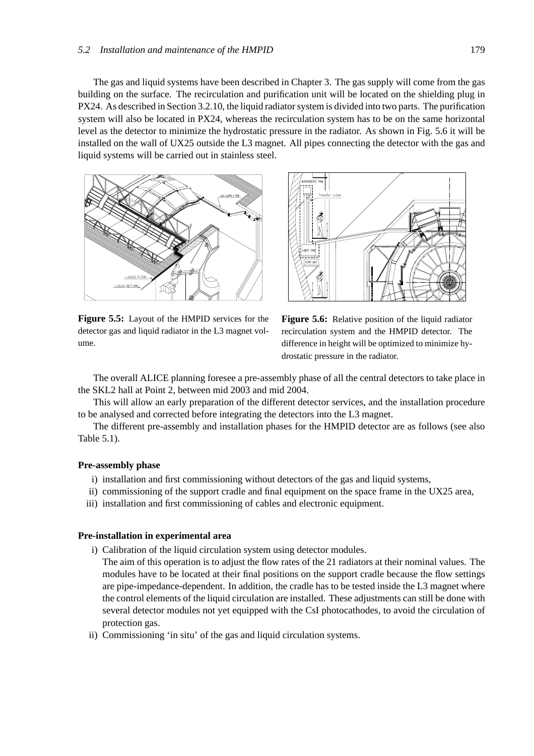The gas and liquid systems have been described in Chapter 3. The gas supply will come from the gas building on the surface. The recirculation and purification unit will be located on the shielding plug in PX24. As described in Section 3.2.10, the liquid radiator system is divided into two parts. The purification system will also be located in PX24, whereas the recirculation system has to be on the same horizontal level as the detector to minimize the hydrostatic pressure in the radiator. As shown in Fig. 5.6 it will be installed on the wall of UX25 outside the L3 magnet. All pipes connecting the detector with the gas and liquid systems will be carried out in stainless steel.

**Figure 5.5:** Layout of the HMPID services for the detector gas and liquid radiator in the L3 magnet volume.

**Figure 5.6:** Relative position of the liquid radiator recirculation system and the HMPID detector. The difference in height will be optimized to minimize hydrostatic pressure in the radiator.

The overall ALICE planning foresee a pre-assembly phase of all the central detectors to take place in the SKL2 hall at Point 2, between mid 2003 and mid 2004.

This will allow an early preparation of the different detector services, and the installation procedure to be analysed and corrected before integrating the detectors into the L3 magnet.

The different pre-assembly and installation phases for the HMPID detector are as follows (see also Table 5.1).

**Pre-assembly phase**

i) installation and first commissioning without detectors of the gas and liquid systems,

ii) commissioning of the support cradle and final equipment on the space frame in the UX25 area,

iii) installation and first commissioning of cables and electronic equipment.

**Pre-installation in experimental area**

i) Calibration of the liquid circulation system using detector modules.
The aim of this operation is to adjust the flow rates of the 21 radiators at their nominal values. The modules have to be located at their final positions on the support cradle because the flow settings are pipe-impedance-dependent. In addition, the cradle has to be tested inside the L3 magnet where the control elements of the liquid circulation are installed. These adjustments can still be done with several detector modules not yet equipped with the CsI photocathodes, to avoid the circulation of protection gas.

ii) Commissioning 'in situ' of the gas and liquid circulation systems.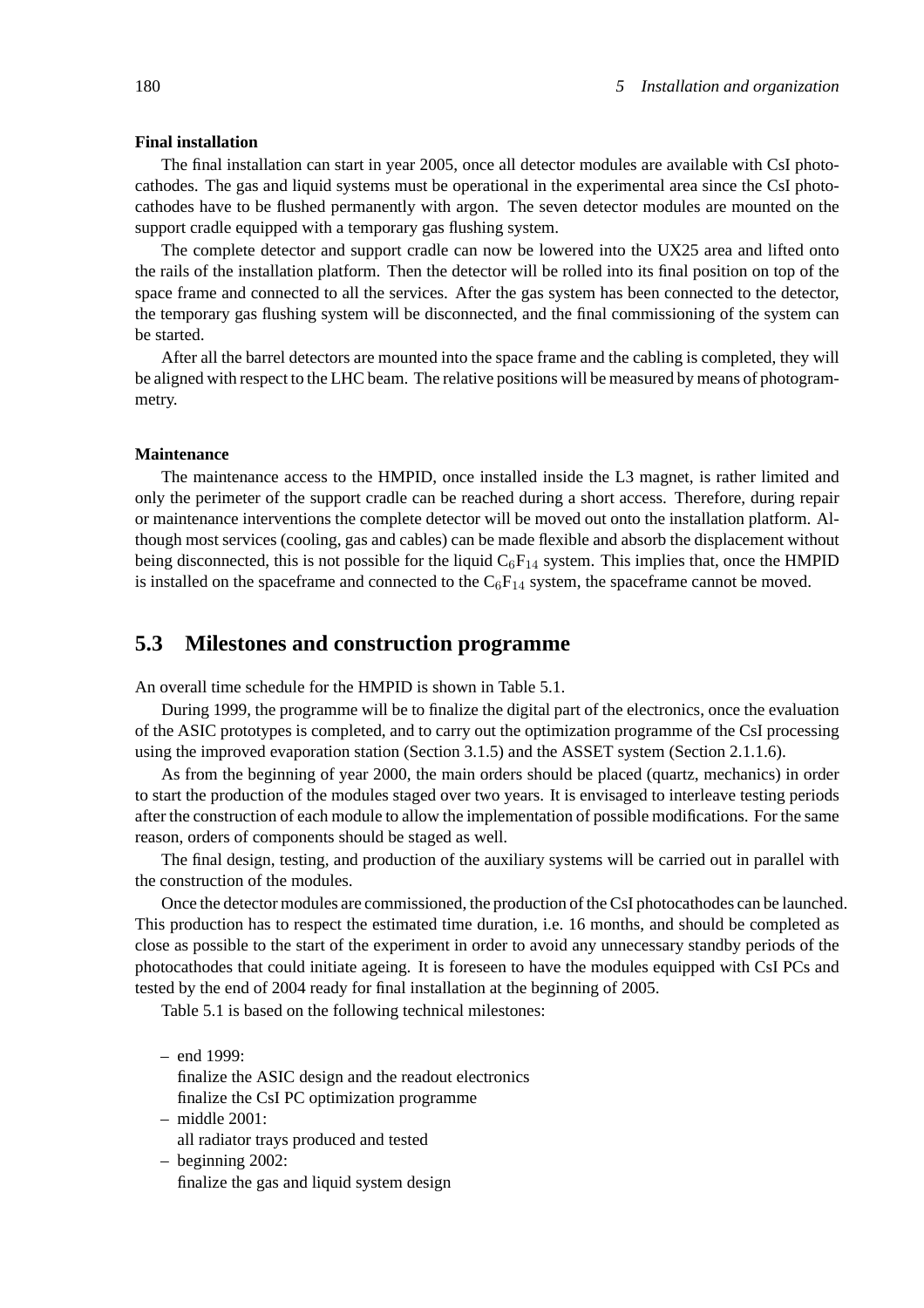**Final installation**

The final installation can start in year 2005, once all detector modules are available with CsI photocathodes. The gas and liquid systems must be operational in the experimental area since the CsI photocathodes have to be flushed permanently with argon. The seven detector modules are mounted on the support cradle equipped with a temporary gas flushing system.

The complete detector and support cradle can now be lowered into the UX25 area and lifted onto the rails of the installation platform. Then the detector will be rolled into its final position on top of the space frame and connected to all the services. After the gas system has been connected to the detector, the temporary gas flushing system will be disconnected, and the final commissioning of the system can be started.

After all the barrel detectors are mounted into the space frame and the cabling is completed, they will be aligned with respect to the LHC beam. The relative positions will be measured by means of photogrammetry.

**Maintenance**

The maintenance access to the HMPID, once installed inside the L3 magnet, is rather limited and only the perimeter of the support cradle can be reached during a short access. Therefore, during repair or maintenance interventions the complete detector will be moved out onto the installation platform. Although most services (cooling, gas and cables) can be made flexible and absorb the displacement without being disconnected, this is not possible for the liquid $C_6F_{14}$ system. This implies that, once the HMPID is installed on the spaceframe and connected to the $C_6F_{14}$ system, the spaceframe cannot be moved.

## 5.3 Milestones and construction programme

An overall time schedule for the HMPID is shown in Table 5.1.

During 1999, the programme will be to finalize the digital part of the electronics, once the evaluation of the ASIC prototypes is completed, and to carry out the optimization programme of the CsI processing using the improved evaporation station (Section 3.1.5) and the ASSET system (Section 2.1.1.6).

As from the beginning of year 2000, the main orders should be placed (quartz, mechanics) in order to start the production of the modules staged over two years. It is envisaged to interleave testing periods after the construction of each module to allow the implementation of possible modifications. For the same reason, orders of components should be staged as well.

The final design, testing, and production of the auxiliary systems will be carried out in parallel with the construction of the modules.

Once the detector modules are commissioned, the production of the CsI photocathodes can be launched. This production has to respect the estimated time duration, i.e. 16 months, and should be completed as close as possible to the start of the experiment in order to avoid any unnecessary standby periods of the photocathodes that could initiate ageing. It is foreseen to have the modules equipped with CsI PCs and tested by the end of 2004 ready for final installation at the beginning of 2005.

Table 5.1 is based on the following technical milestones:

- end 1999:
  finalize the ASIC design and the readout electronics
  finalize the CsI PC optimization programme
- middle 2001:
  all radiator trays produced and tested
- beginning 2002:
  finalize the gas and liquid system design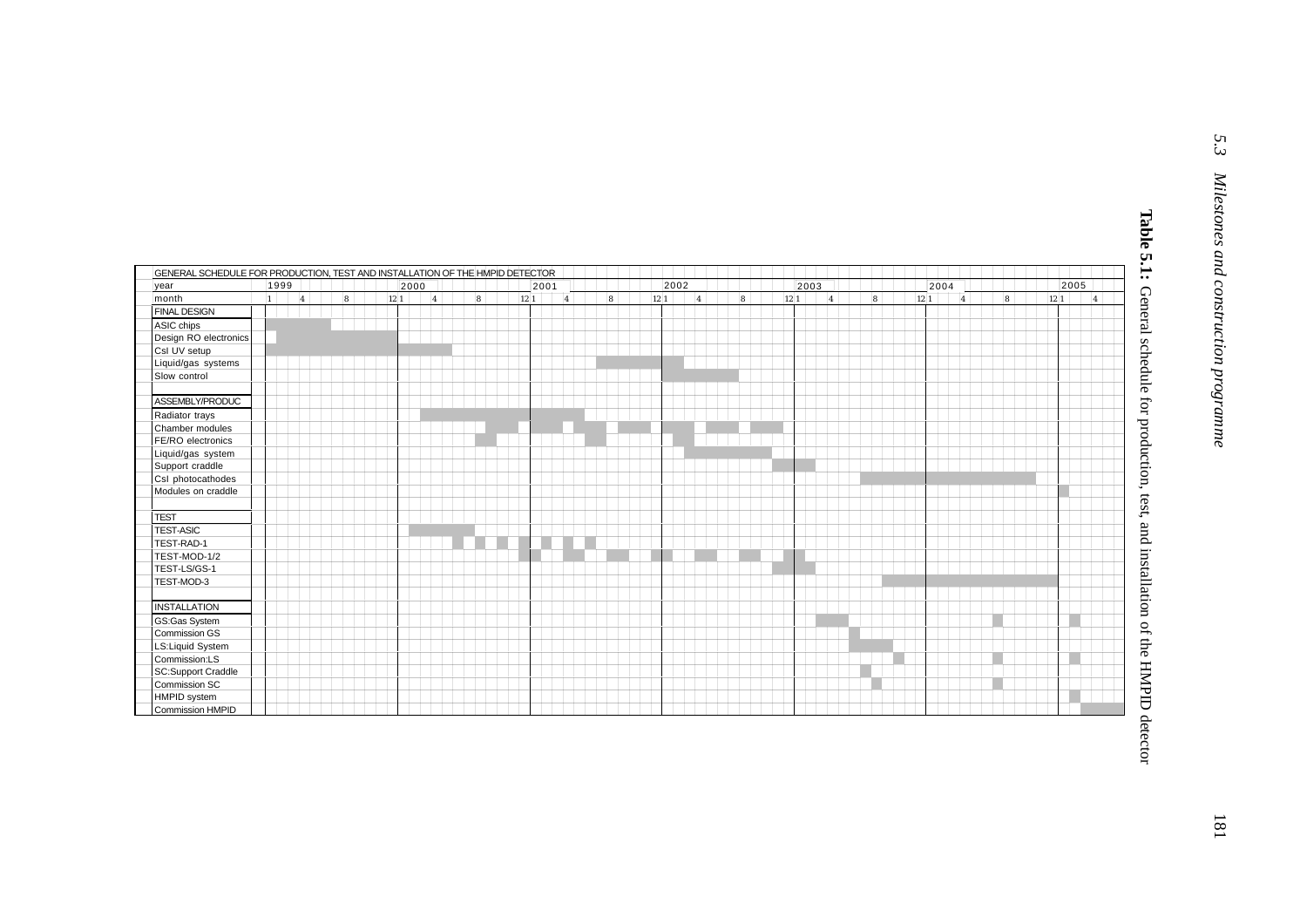**Table 5.1:** General schedule for production, test, and installation of the HMPID detector

GENERAL SCHEDULE FOR PRODUCTION, TEST AND INSTALLATION OF THE HMPID DETECTOR

Scheduled periods below are read from the chart bars (years 1999–2005, month grid).

| Task | Scheduled period(s) |
|---|---|
| **FINAL DESIGN** | |
| ASIC chips | Feb 1999 – Jun 1999 |
| Design RO electronics | Feb 1999 – Dec 1999 |
| CsI UV setup | Jan 1999 – May 2000 |
| Liquid/gas systems | Jul 2001 – Feb 2002 |
| Slow control | Jan 2002 – Jul 2002 |
| **ASSEMBLY/PRODUC** | |
| Radiator trays | Mar 2000 – May 2001 |
| Chamber modules | Sep–Nov 2000; Jan–Mar 2001; May–Jul 2001; Sep–Nov 2001; Jan–Mar 2002; May–Jul 2002; Sep–Nov 2002 |
| FE/RO electronics | Aug–Sep 2000; Jun–Jul 2001; Feb–Mar 2002 |
| Liquid/gas system | Mar 2002 – Oct 2002 |
| Support craddle | Nov 2002 – Feb 2003 |
| CsI photocathodes | Jul 2003 – Oct 2004 |
| Modules on craddle | Jan 2005 |
| **TEST** | |
| TEST-ASIC | Feb 2000 – Jul 2000 |
| TEST-RAD-1 | Jun 2000; Aug 2000; Oct 2000; Dec 2000; Feb 2001; Apr 2001; Jun 2001 |
| TEST-MOD-1/2 | Dec 2000 – Jan 2001; Apr–May 2001; Aug–Sep 2001; Dec 2001 – Jan 2002; Apr–May 2002; Aug–Sep 2002; Dec 2002 – Jan 2003 |
| TEST-LS/GS-1 | Nov 2002 – Feb 2003 |
| TEST-MOD-3 | Sep 2003 – Dec 2004 |
| **INSTALLATION** | |
| GS:Gas System | Mar–May 2003; Jul 2004; Feb 2005 |
| Commission GS | Jun 2003 |
| LS:Liquid System | Jun–Sep 2003 |
| Commission:LS | Oct 2003; Jul 2004; Feb 2005 |
| SC:Support Craddle | Jul 2003 |
| Commission SC | Aug 2003; Jul 2004 |
| HMPID system | Feb 2005 |
| Commission HMPID | Mar 2005 – Jun 2005 |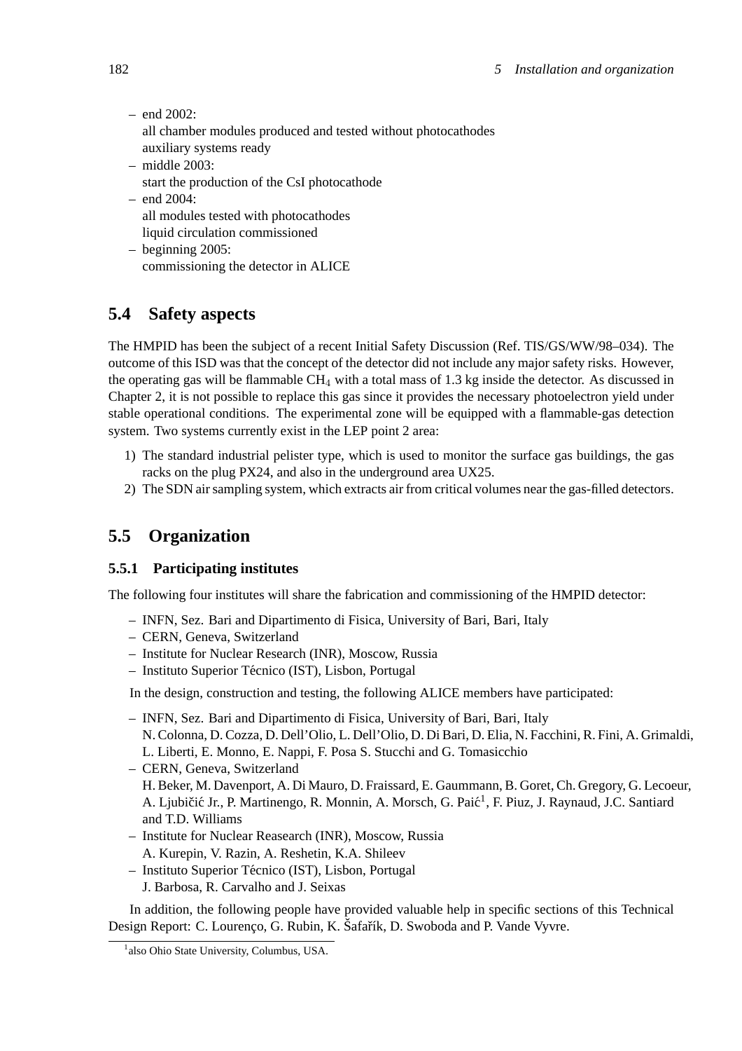– end 2002:
  all chamber modules produced and tested without photocathodes
  auxiliary systems ready
– middle 2003:
  start the production of the CsI photocathode
– end 2004:
  all modules tested with photocathodes
  liquid circulation commissioned
– beginning 2005:
  commissioning the detector in ALICE

## 5.4 Safety aspects

The HMPID has been the subject of a recent Initial Safety Discussion (Ref. TIS/GS/WW/98–034). The outcome of this ISD was that the concept of the detector did not include any major safety risks. However, the operating gas will be flammable $CH_4$ with a total mass of 1.3 kg inside the detector. As discussed in Chapter 2, it is not possible to replace this gas since it provides the necessary photoelectron yield under stable operational conditions. The experimental zone will be equipped with a flammable-gas detection system. Two systems currently exist in the LEP point 2 area:

1) The standard industrial pelister type, which is used to monitor the surface gas buildings, the gas racks on the plug PX24, and also in the underground area UX25.
2) The SDN air sampling system, which extracts air from critical volumes near the gas-filled detectors.

## 5.5 Organization

### 5.5.1 Participating institutes

The following four institutes will share the fabrication and commissioning of the HMPID detector:

– INFN, Sez. Bari and Dipartimento di Fisica, University of Bari, Bari, Italy
– CERN, Geneva, Switzerland
– Institute for Nuclear Research (INR), Moscow, Russia
– Instituto Superior Técnico (IST), Lisbon, Portugal

In the design, construction and testing, the following ALICE members have participated:

– INFN, Sez. Bari and Dipartimento di Fisica, University of Bari, Bari, Italy
  N. Colonna, D. Cozza, D. Dell'Olio, L. Dell'Olio, D. Di Bari, D. Elia, N. Facchini, R. Fini, A. Grimaldi, L. Liberti, E. Monno, E. Nappi, F. Posa S. Stucchi and G. Tomasicchio
– CERN, Geneva, Switzerland
  H. Beker, M. Davenport, A. Di Mauro, D. Fraissard, E. Gaummann, B. Goret, Ch. Gregory, G. Lecoeur, A. Ljubičić Jr., P. Martinengo, R. Monnin, A. Morsch, G. Paić[1], F. Piuz, J. Raynaud, J.C. Santiard and T.D. Williams
– Institute for Nuclear Reasearch (INR), Moscow, Russia
  A. Kurepin, V. Razin, A. Reshetin, K.A. Shileev
– Instituto Superior Técnico (IST), Lisbon, Portugal
  J. Barbosa, R. Carvalho and J. Seixas

In addition, the following people have provided valuable help in specific sections of this Technical Design Report: C. Lourenço, G. Rubin, K. Šafařík, D. Swoboda and P. Vande Vyvre.

[1] also Ohio State University, Columbus, USA.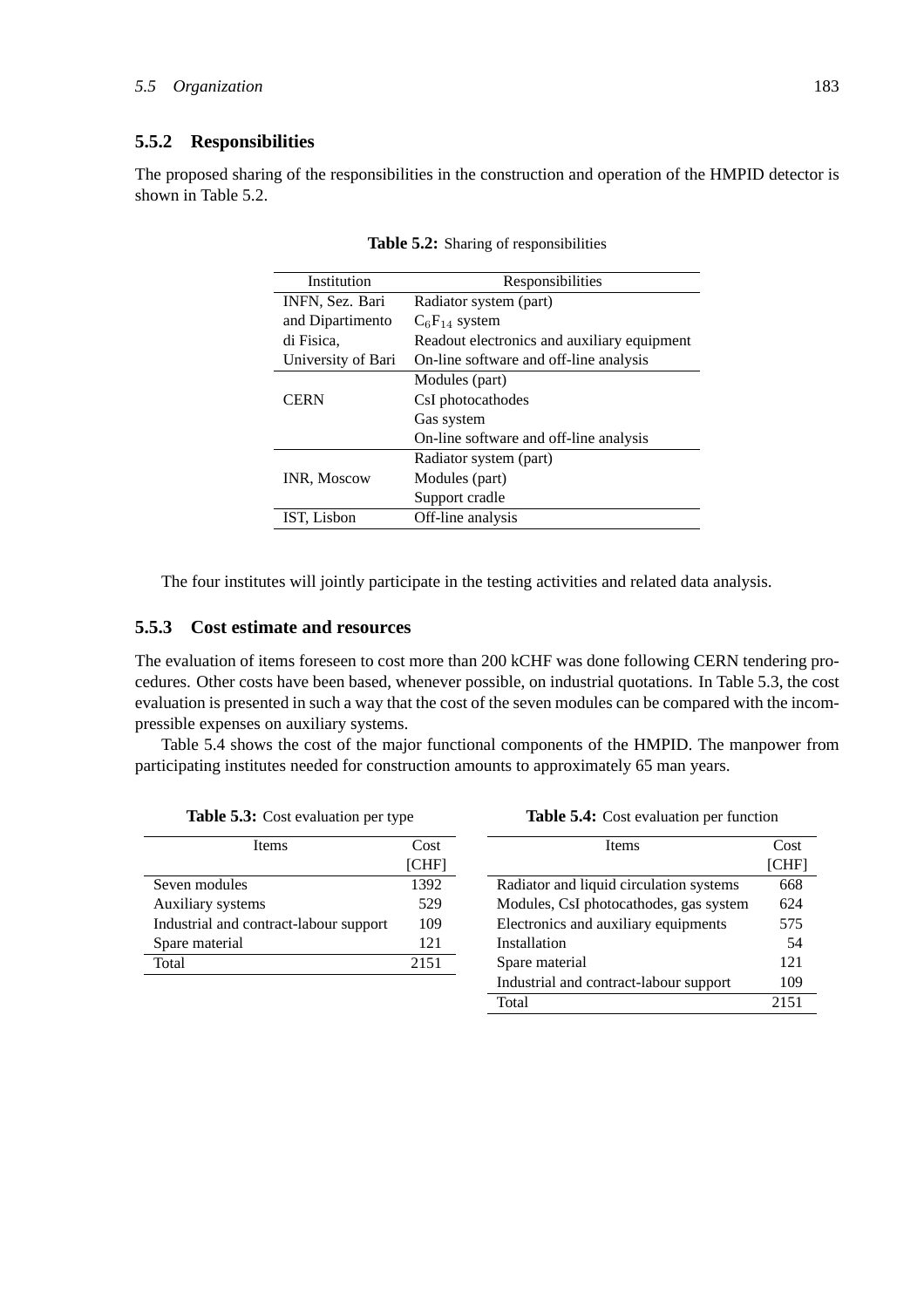### 5.5.2 Responsibilities

The proposed sharing of the responsibilities in the construction and operation of the HMPID detector is shown in Table 5.2.

**Table 5.2:** Sharing of responsibilities

| Institution | Responsibilities |
|---|---|
| INFN, Sez. Bari and Dipartimento di Fisica, University of Bari | Radiator system (part) |
| | $C_6F_{14}$ system |
| | Readout electronics and auxiliary equipment |
| | On-line software and off-line analysis |
| CERN | Modules (part) |
| | CsI photocathodes |
| | Gas system |
| | On-line software and off-line analysis |
| INR, Moscow | Radiator system (part) |
| | Modules (part) |
| | Support cradle |
| IST, Lisbon | Off-line analysis |

The four institutes will jointly participate in the testing activities and related data analysis.

### 5.5.3 Cost estimate and resources

The evaluation of items foreseen to cost more than 200 kCHF was done following CERN tendering procedures. Other costs have been based, whenever possible, on industrial quotations. In Table 5.3, the cost evaluation is presented in such a way that the cost of the seven modules can be compared with the incompressible expenses on auxiliary systems.

Table 5.4 shows the cost of the major functional components of the HMPID. The manpower from participating institutes needed for construction amounts to approximately 65 man years.

**Table 5.3:** Cost evaluation per type

| Items | Cost [CHF] |
|---|---|
| Seven modules | 1392 |
| Auxiliary systems | 529 |
| Industrial and contract-labour support | 109 |
| Spare material | 121 |
| Total | 2151 |

**Table 5.4:** Cost evaluation per function

| Items | Cost [CHF] |
|---|---|
| Radiator and liquid circulation systems | 668 |
| Modules, CsI photocathodes, gas system | 624 |
| Electronics and auxiliary equipments | 575 |
| Installation | 54 |
| Spare material | 121 |
| Industrial and contract-labour support | 109 |
| Total | 2151 |